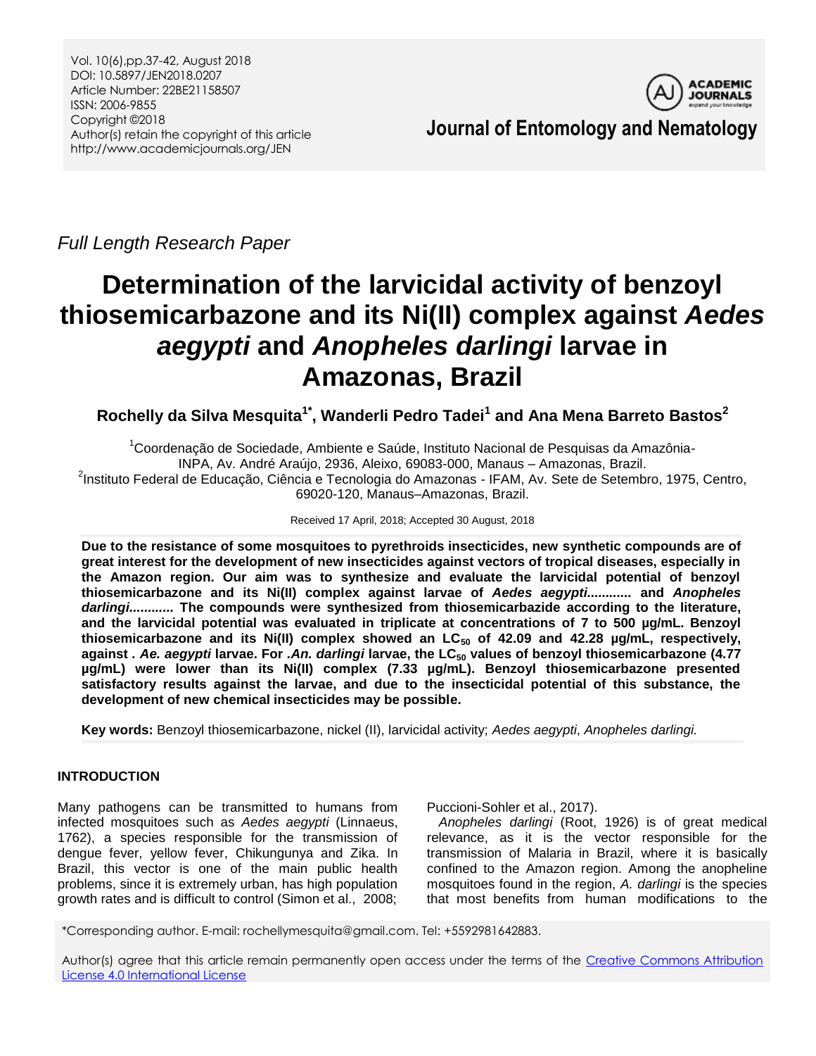*Full Length Research Paper*

# Determination of the larvicidal activity of benzoyl thiosemicarbazone and its Ni(II) complex against *Aedes aegypti* and *Anopheles darlingi* larvae in Amazonas, Brazil

**Rochelly da Silva Mesquita[1*], Wanderli Pedro Tadei[1] and Ana Mena Barreto Bastos[2]**

[1]Coordenação de Sociedade, Ambiente e Saúde, Instituto Nacional de Pesquisas da Amazônia-INPA, Av. André Araújo, 2936, Aleixo, 69083-000, Manaus – Amazonas, Brazil.
[2]Instituto Federal de Educação, Ciência e Tecnologia do Amazonas - IFAM, Av. Sete de Setembro, 1975, Centro, 69020-120, Manaus–Amazonas, Brazil.

Received 17 April, 2018; Accepted 30 August, 2018

**Due to the resistance of some mosquitoes to pyrethroids insecticides, new synthetic compounds are of great interest for the development of new insecticides against vectors of tropical diseases, especially in the Amazon region. Our aim was to synthesize and evaluate the larvicidal potential of benzoyl thiosemicarbazone and its Ni(II) complex against larvae of *Aedes aegypti............* and *Anopheles darlingi............* The compounds were synthesized from thiosemicarbazide according to the literature, and the larvicidal potential was evaluated in triplicate at concentrations of 7 to 500 µg/mL. Benzoyl thiosemicarbazone and its Ni(II) complex showed an $LC_{50}$ of 42.09 and 42.28 µg/mL, respectively, against *. Ae. aegypti* larvae. For *.An. darlingi* larvae, the $LC_{50}$ values of benzoyl thiosemicarbazone (4.77 µg/mL) were lower than its Ni(II) complex (7.33 µg/mL). Benzoyl thiosemicarbazone presented satisfactory results against the larvae, and due to the insecticidal potential of this substance, the development of new chemical insecticides may be possible.**

**Key words:** Benzoyl thiosemicarbazone, nickel (II), larvicidal activity; *Aedes aegypti*, *Anopheles darlingi.*

## INTRODUCTION

Many pathogens can be transmitted to humans from infected mosquitoes such as *Aedes aegypti* (Linnaeus, 1762), a species responsible for the transmission of dengue fever, yellow fever, Chikungunya and Zika. In Brazil, this vector is one of the main public health problems, since it is extremely urban, has high population growth rates and is difficult to control (Simon et al., 2008; Puccioni-Sohler et al., 2017).

*Anopheles darlingi* (Root, 1926) is of great medical relevance, as it is the vector responsible for the transmission of Malaria in Brazil, where it is basically confined to the Amazon region. Among the anopheline mosquitoes found in the region, *A. darlingi* is the species that most benefits from human modifications to the

*Corresponding author. E-mail: rochellymesquita@gmail.com. Tel: +5592981642883.

Author(s) agree that this article remain permanently open access under the terms of the Creative Commons Attribution License 4.0 International License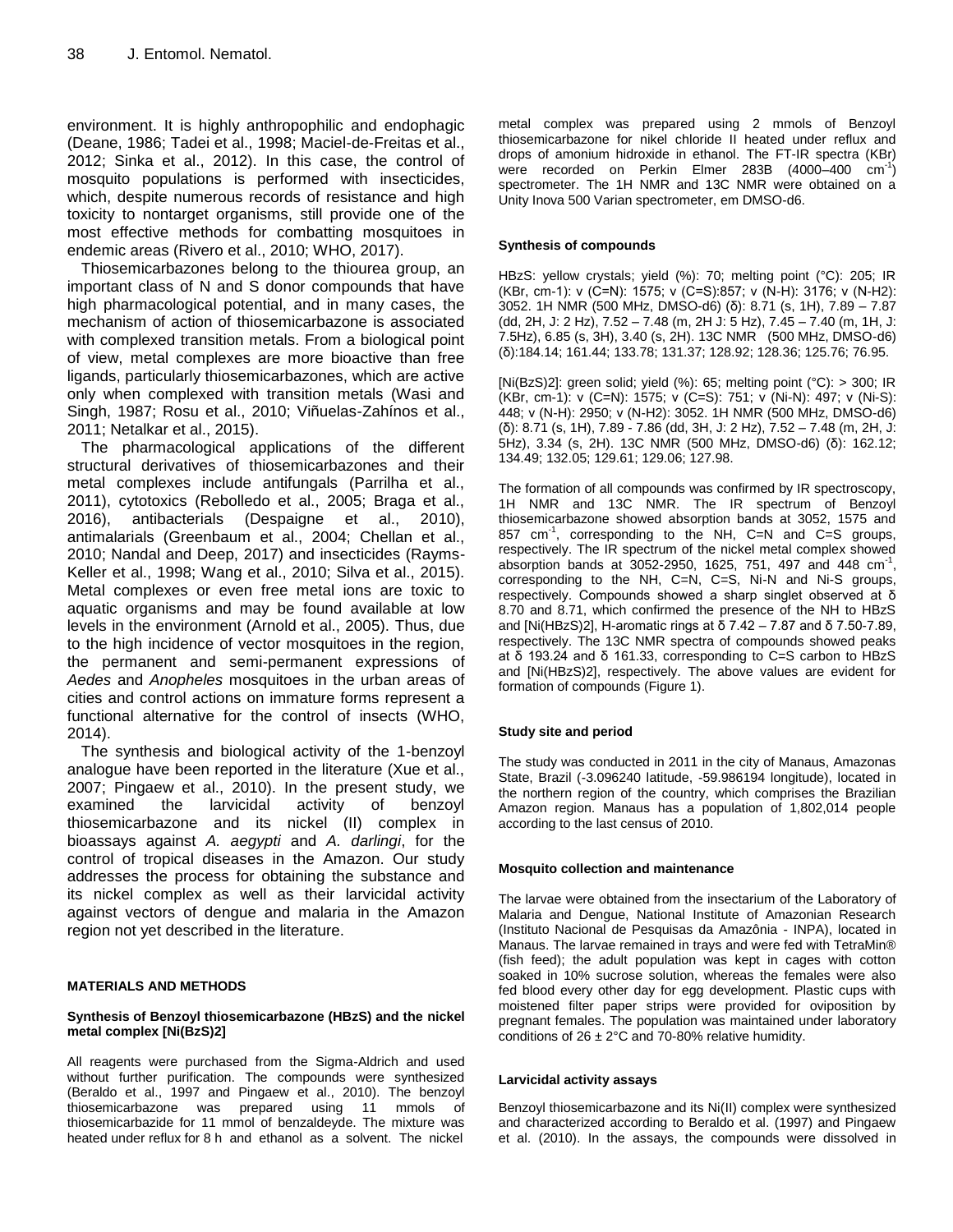environment. It is highly anthropophilic and endophagic (Deane, 1986; Tadei et al., 1998; Maciel-de-Freitas et al., 2012; Sinka et al., 2012). In this case, the control of mosquito populations is performed with insecticides, which, despite numerous records of resistance and high toxicity to nontarget organisms, still provide one of the most effective methods for combatting mosquitoes in endemic areas (Rivero et al., 2010; WHO, 2017).

Thiosemicarbazones belong to the thiourea group, an important class of N and S donor compounds that have high pharmacological potential, and in many cases, the mechanism of action of thiosemicarbazone is associated with complexed transition metals. From a biological point of view, metal complexes are more bioactive than free ligands, particularly thiosemicarbazones, which are active only when complexed with transition metals (Wasi and Singh, 1987; Rosu et al., 2010; Viñuelas-Zahínos et al., 2011; Netalkar et al., 2015).

The pharmacological applications of the different structural derivatives of thiosemicarbazones and their metal complexes include antifungals (Parrilha et al., 2011), cytotoxics (Rebolledo et al., 2005; Braga et al., 2016), antibacterials (Despaigne et al., 2010), antimalarials (Greenbaum et al., 2004; Chellan et al., 2010; Nandal and Deep, 2017) and insecticides (Rayms-Keller et al., 1998; Wang et al., 2010; Silva et al., 2015). Metal complexes or even free metal ions are toxic to aquatic organisms and may be found available at low levels in the environment (Arnold et al., 2005). Thus, due to the high incidence of vector mosquitoes in the region, the permanent and semi-permanent expressions of *Aedes* and *Anopheles* mosquitoes in the urban areas of cities and control actions on immature forms represent a functional alternative for the control of insects (WHO, 2014).

The synthesis and biological activity of the 1-benzoyl analogue have been reported in the literature (Xue et al., 2007; Pingaew et al., 2010). In the present study, we examined the larvicidal activity of benzoyl thiosemicarbazone and its nickel (II) complex in bioassays against *A. aegypti* and *A. darlingi*, for the control of tropical diseases in the Amazon. Our study addresses the process for obtaining the substance and its nickel complex as well as their larvicidal activity against vectors of dengue and malaria in the Amazon region not yet described in the literature.

## MATERIALS AND METHODS

### Synthesis of Benzoyl thiosemicarbazone (HBzS) and the nickel metal complex [Ni(BzS)2]

All reagents were purchased from the Sigma-Aldrich and used without further purification. The compounds were synthesized (Beraldo et al., 1997 and Pingaew et al., 2010). The benzoyl thiosemicarbazone was prepared using 11 mmols of thiosemicarbazide for 11 mmol of benzaldeyde. The mixture was heated under reflux for 8 h and ethanol as a solvent. The nickel metal complex was prepared using 2 mmols of Benzoyl thiosemicarbazone for nikel chloride II heated under reflux and drops of amonium hidroxide in ethanol. The FT-IR spectra (KBr) were recorded on Perkin Elmer 283B (4000–400 $cm^{-1}$) spectrometer. The 1H NMR and 13C NMR were obtained on a Unity Inova 500 Varian spectrometer, em DMSO-d6.

### Synthesis of compounds

HBzS: yellow crystals; yield (%): 70; melting point (°C): 205; IR (KBr, cm-1): ν (C=N): 1575; ν (C=S):857; ν (N-H): 3176; ν (N-H2): 3052. 1H NMR (500 MHz, DMSO-d6) (δ): 8.71 (s, 1H), 7.89 – 7.87 (dd, 2H, J: 2 Hz), 7.52 – 7.48 (m, 2H J: 5 Hz), 7.45 – 7.40 (m, 1H, J: 7.5Hz), 6.85 (s, 3H), 3.40 (s, 2H). 13C NMR (500 MHz, DMSO-d6) (δ):184.14; 161.44; 133.78; 131.37; 128.92; 128.36; 125.76; 76.95.

[Ni(BzS)2]: green solid; yield (%): 65; melting point (°C): > 300; IR (KBr, cm-1): ν (C=N): 1575; ν (C=S): 751; ν (Ni-N): 497; ν (Ni-S): 448; ν (N-H): 2950; ν (N-H2): 3052. 1H NMR (500 MHz, DMSO-d6) (δ): 8.71 (s, 1H), 7.89 - 7.86 (dd, 3H, J: 2 Hz), 7.52 – 7.48 (m, 2H, J: 5Hz), 3.34 (s, 2H). 13C NMR (500 MHz, DMSO-d6) (δ): 162.12; 134.49; 132.05; 129.61; 129.06; 127.98.

The formation of all compounds was confirmed by IR spectroscopy, 1H NMR and 13C NMR. The IR spectrum of Benzoyl thiosemicarbazone showed absorption bands at 3052, 1575 and 857 $cm^{-1}$, corresponding to the NH, C=N and C=S groups, respectively. The IR spectrum of the nickel metal complex showed absorption bands at 3052-2950, 1625, 751, 497 and 448 $cm^{-1}$, corresponding to the NH, C=N, C=S, Ni-N and Ni-S groups, respectively. Compounds showed a sharp singlet observed at δ 8.70 and 8.71, which confirmed the presence of the NH to HBzS and [Ni(HBzS)2], H-aromatic rings at δ 7.42 – 7.87 and δ 7.50-7.89, respectively. The 13C NMR spectra of compounds showed peaks at δ 193.24 and δ 161.33, corresponding to C=S carbon to HBzS and [Ni(HBzS)2], respectively. The above values are evident for formation of compounds (Figure 1).

### Study site and period

The study was conducted in 2011 in the city of Manaus, Amazonas State, Brazil (-3.096240 latitude, -59.986194 longitude), located in the northern region of the country, which comprises the Brazilian Amazon region. Manaus has a population of 1,802,014 people according to the last census of 2010.

### Mosquito collection and maintenance

The larvae were obtained from the insectarium of the Laboratory of Malaria and Dengue, National Institute of Amazonian Research (Instituto Nacional de Pesquisas da Amazônia - INPA), located in Manaus. The larvae remained in trays and were fed with TetraMin® (fish feed); the adult population was kept in cages with cotton soaked in 10% sucrose solution, whereas the females were also fed blood every other day for egg development. Plastic cups with moistened filter paper strips were provided for oviposition by pregnant females. The population was maintained under laboratory conditions of 26 ± 2°C and 70-80% relative humidity.

### Larvicidal activity assays

Benzoyl thiosemicarbazone and its Ni(II) complex were synthesized and characterized according to Beraldo et al. (1997) and Pingaew et al. (2010). In the assays, the compounds were dissolved in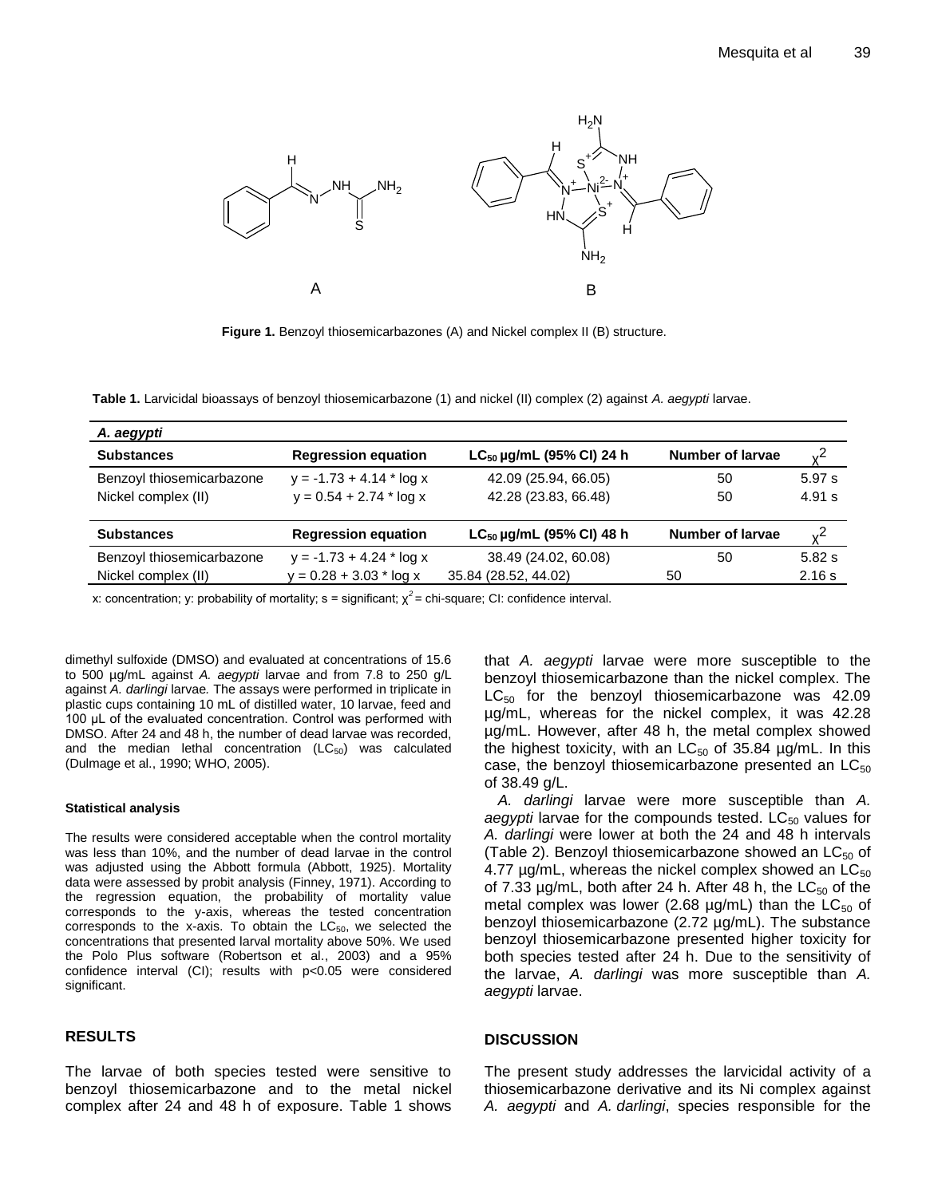**Figure 1.** Benzoyl thiosemicarbazones (A) and Nickel complex II (B) structure.

**Table 1.** Larvicidal bioassays of benzoyl thiosemicarbazone (1) and nickel (II) complex (2) against *A. aegypti* larvae.

| *A. aegypti* | | | | |
|---|---|---|---|---|
| **Substances** | **Regression equation** | **$LC_{50}$ µg/mL (95% CI) 24 h** | **Number of larvae** | **$\chi^2$** |
| Benzoyl thiosemicarbazone | y = -1.73 + 4.14 * log x | 42.09 (25.94, 66.05) | 50 | 5.97 s |
| Nickel complex (II) | y = 0.54 + 2.74 * log x | 42.28 (23.83, 66.48) | 50 | 4.91 s |
| **Substances** | **Regression equation** | **$LC_{50}$ µg/mL (95% CI) 48 h** | **Number of larvae** | **$\chi^2$** |
| Benzoyl thiosemicarbazone | y = -1.73 + 4.24 * log x | 38.49 (24.02, 60.08) | 50 | 5.82 s |
| Nickel complex (II) | y = 0.28 + 3.03 * log x | 35.84 (28.52, 44.02) | 50 | 2.16 s |

x: concentration; y: probability of mortality; s = significant; $\chi^2$ = chi-square; CI: confidence interval.

dimethyl sulfoxide (DMSO) and evaluated at concentrations of 15.6 to 500 µg/mL against *A. aegypti* larvae and from 7.8 to 250 g/L against *A. darlingi* larvae*.* The assays were performed in triplicate in plastic cups containing 10 mL of distilled water, 10 larvae, feed and 100 µL of the evaluated concentration. Control was performed with DMSO. After 24 and 48 h, the number of dead larvae was recorded, and the median lethal concentration ($LC_{50}$) was calculated (Dulmage et al., 1990; WHO, 2005).

#### Statistical analysis

The results were considered acceptable when the control mortality was less than 10%, and the number of dead larvae in the control was adjusted using the Abbott formula (Abbott, 1925). Mortality data were assessed by probit analysis (Finney, 1971). According to the regression equation, the probability of mortality value corresponds to the y-axis, whereas the tested concentration corresponds to the x-axis. To obtain the $LC_{50}$, we selected the concentrations that presented larval mortality above 50%. We used the Polo Plus software (Robertson et al., 2003) and a 95% confidence interval (CI); results with $p<0.05$ were considered significant.

## RESULTS

The larvae of both species tested were sensitive to benzoyl thiosemicarbazone and to the metal nickel complex after 24 and 48 h of exposure. Table 1 shows that *A. aegypti* larvae were more susceptible to the benzoyl thiosemicarbazone than the nickel complex. The $LC_{50}$ for the benzoyl thiosemicarbazone was 42.09 µg/mL, whereas for the nickel complex, it was 42.28 µg/mL. However, after 48 h, the metal complex showed the highest toxicity, with an $LC_{50}$ of 35.84 µg/mL. In this case, the benzoyl thiosemicarbazone presented an $LC_{50}$ of 38.49 g/L.

*A. darlingi* larvae were more susceptible than *A. aegypti* larvae for the compounds tested. $LC_{50}$ values for *A. darlingi* were lower at both the 24 and 48 h intervals (Table 2). Benzoyl thiosemicarbazone showed an $LC_{50}$ of 4.77 µg/mL, whereas the nickel complex showed an $LC_{50}$ of 7.33 µg/mL, both after 24 h. After 48 h, the $LC_{50}$ of the metal complex was lower (2.68 µg/mL) than the $LC_{50}$ of benzoyl thiosemicarbazone (2.72 µg/mL). The substance benzoyl thiosemicarbazone presented higher toxicity for both species tested after 24 h. Due to the sensitivity of the larvae, *A. darlingi* was more susceptible than *A. aegypti* larvae.

## DISCUSSION

The present study addresses the larvicidal activity of a thiosemicarbazone derivative and its Ni complex against *A. aegypti* and *A. darlingi*, species responsible for the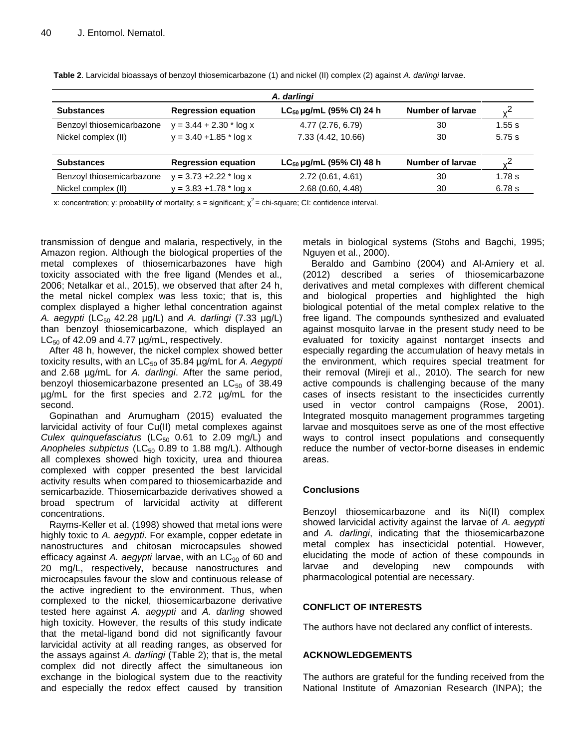**Table 2**. Larvicidal bioassays of benzoyl thiosemicarbazone (1) and nickel (II) complex (2) against *A. darlingi* larvae.

| *A. darlingi* | | | | |
|---|---|---|---|---|
| **Substances** | **Regression equation** | **$LC_{50}$ µg/mL (95% CI) 24 h** | **Number of larvae** | **$\chi^2$** |
| Benzoyl thiosemicarbazone | y = 3.44 + 2.30 * log x | 4.77 (2.76, 6.79) | 30 | 1.55 s |
| Nickel complex (II) | y = 3.40 +1.85 * log x | 7.33 (4.42, 10.66) | 30 | 5.75 s |
| **Substances** | **Regression equation** | **$LC_{50}$ µg/mL (95% CI) 48 h** | **Number of larvae** | **$\chi^2$** |
| Benzoyl thiosemicarbazone | y = 3.73 +2.22 * log x | 2.72 (0.61, 4.61) | 30 | 1.78 s |
| Nickel complex (II) | y = 3.83 +1.78 * log x | 2.68 (0.60, 4.48) | 30 | 6.78 s |

x: concentration; y: probability of mortality; s = significant; $\chi^2$ = chi-square; CI: confidence interval.

transmission of dengue and malaria, respectively, in the Amazon region. Although the biological properties of the metal complexes of thiosemicarbazones have high toxicity associated with the free ligand (Mendes et al., 2006; Netalkar et al., 2015), we observed that after 24 h, the metal nickel complex was less toxic; that is, this complex displayed a higher lethal concentration against *A. aegypti* ($LC_{50}$ 42.28 µg/L) and *A. darlingi* (7.33 µg/L) than benzoyl thiosemicarbazone, which displayed an $LC_{50}$ of 42.09 and 4.77 µg/mL, respectively.

After 48 h, however, the nickel complex showed better toxicity results, with an $LC_{50}$ of 35.84 µg/mL for *A. Aegypti* and 2.68 µg/mL for *A. darlingi*. After the same period, benzoyl thiosemicarbazone presented an $LC_{50}$ of 38.49 µg/mL for the first species and 2.72 µg/mL for the second.

Gopinathan and Arumugham (2015) evaluated the larvicidal activity of four Cu(II) metal complexes against *Culex quinquefasciatus* ($LC_{50}$ 0.61 to 2.09 mg/L) and *Anopheles subpictus* ($LC_{50}$ 0.89 to 1.88 mg/L). Although all complexes showed high toxicity, urea and thiourea complexed with copper presented the best larvicidal activity results when compared to thiosemicarbazide and semicarbazide. Thiosemicarbazide derivatives showed a broad spectrum of larvicidal activity at different concentrations.

Rayms-Keller et al. (1998) showed that metal ions were highly toxic to *A. aegypti*. For example, copper edetate in nanostructures and chitosan microcapsules showed efficacy against *A. aegypti* larvae, with an $LC_{90}$ of 60 and 20 mg/L, respectively, because nanostructures and microcapsules favour the slow and continuous release of the active ingredient to the environment. Thus, when complexed to the nickel, thiosemicarbazone derivative tested here against *A. aegypti* and *A. darling* showed high toxicity. However, the results of this study indicate that the metal-ligand bond did not significantly favour larvicidal activity at all reading ranges, as observed for the assays against *A. darlingi* (Table 2); that is, the metal complex did not directly affect the simultaneous ion exchange in the biological system due to the reactivity and especially the redox effect caused by transition metals in biological systems (Stohs and Bagchi, 1995; Nguyen et al., 2000).

Beraldo and Gambino (2004) and Al-Amiery et al. (2012) described a series of thiosemicarbazone derivatives and metal complexes with different chemical and biological properties and highlighted the high biological potential of the metal complex relative to the free ligand. The compounds synthesized and evaluated against mosquito larvae in the present study need to be evaluated for toxicity against nontarget insects and especially regarding the accumulation of heavy metals in the environment, which requires special treatment for their removal (Mireji et al., 2010). The search for new active compounds is challenging because of the many cases of insects resistant to the insecticides currently used in vector control campaigns (Rose, 2001). Integrated mosquito management programmes targeting larvae and mosquitoes serve as one of the most effective ways to control insect populations and consequently reduce the number of vector-borne diseases in endemic areas.

## Conclusions

Benzoyl thiosemicarbazone and its Ni(II) complex showed larvicidal activity against the larvae of *A. aegypti* and *A. darlingi*, indicating that the thiosemicarbazone metal complex has insecticidal potential. However, elucidating the mode of action of these compounds in larvae and developing new compounds with pharmacological potential are necessary.

## CONFLICT OF INTERESTS

The authors have not declared any conflict of interests.

## ACKNOWLEDGEMENTS

The authors are grateful for the funding received from the National Institute of Amazonian Research (INPA); the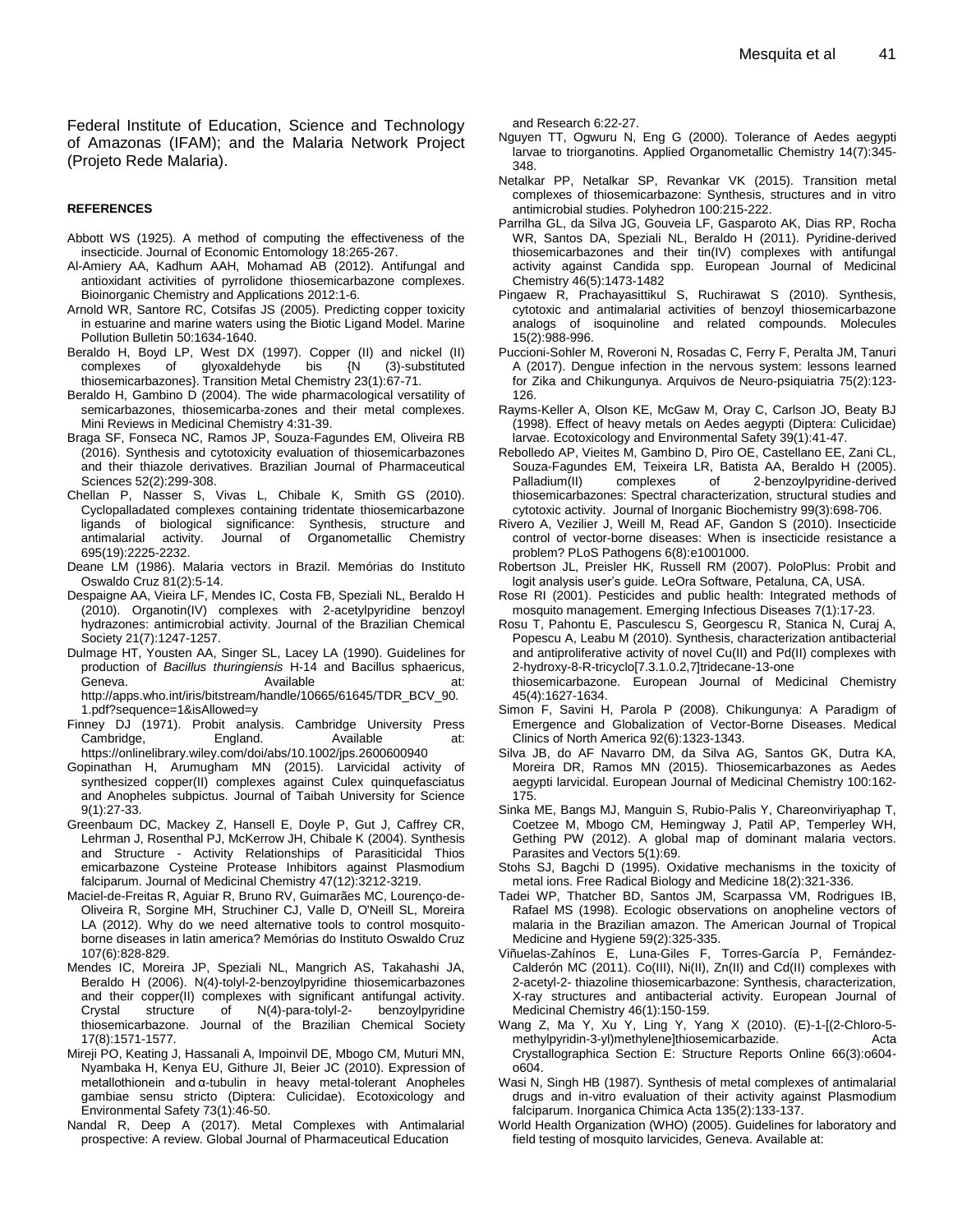Federal Institute of Education, Science and Technology of Amazonas (IFAM); and the Malaria Network Project (Projeto Rede Malaria).

**REFERENCES**

Abbott WS (1925). A method of computing the effectiveness of the insecticide. Journal of Economic Entomology 18:265-267.

Al-Amiery AA, Kadhum AAH, Mohamad AB (2012). Antifungal and antioxidant activities of pyrrolidone thiosemicarbazone complexes. Bioinorganic Chemistry and Applications 2012:1-6.

Arnold WR, Santore RC, Cotsifas JS (2005). Predicting copper toxicity in estuarine and marine waters using the Biotic Ligand Model. Marine Pollution Bulletin 50:1634-1640.

Beraldo H, Boyd LP, West DX (1997). Copper (II) and nickel (II) complexes of glyoxaldehyde bis {N (3)-substituted thiosemicarbazones}. Transition Metal Chemistry 23(1):67-71.

Beraldo H, Gambino D (2004). The wide pharmacological versatility of semicarbazones, thiosemicarba-zones and their metal complexes. Mini Reviews in Medicinal Chemistry 4:31-39.

Braga SF, Fonseca NC, Ramos JP, Souza-Fagundes EM, Oliveira RB (2016). Synthesis and cytotoxicity evaluation of thiosemicarbazones and their thiazole derivatives. Brazilian Journal of Pharmaceutical Sciences 52(2):299-308.

Chellan P, Nasser S, Vivas L, Chibale K, Smith GS (2010). Cyclopalladated complexes containing tridentate thiosemicarbazone ligands of biological significance: Synthesis, structure and antimalarial activity. Journal of Organometallic Chemistry 695(19):2225-2232.

Deane LM (1986). Malaria vectors in Brazil. Memórias do Instituto Oswaldo Cruz 81(2):5-14.

Despaigne AA, Vieira LF, Mendes IC, Costa FB, Speziali NL, Beraldo H (2010). Organotin(IV) complexes with 2-acetylpyridine benzoyl hydrazones: antimicrobial activity. Journal of the Brazilian Chemical Society 21(7):1247-1257.

Dulmage HT, Yousten AA, Singer SL, Lacey LA (1990). Guidelines for production of *Bacillus thuringiensis* H-14 and Bacillus sphaericus, Geneva. Available at: http://apps.who.int/iris/bitstream/handle/10665/61645/TDR_BCV_90.1.pdf?sequence=1&isAllowed=y

Finney DJ (1971). Probit analysis. Cambridge University Press Cambridge, England. Available at: https://onlinelibrary.wiley.com/doi/abs/10.1002/jps.2600600940

Gopinathan H, Arumugham MN (2015). Larvicidal activity of synthesized copper(II) complexes against Culex quinquefasciatus and Anopheles subpictus. Journal of Taibah University for Science 9(1):27-33.

Greenbaum DC, Mackey Z, Hansell E, Doyle P, Gut J, Caffrey CR, Lehrman J, Rosenthal PJ, McKerrow JH, Chibale K (2004). Synthesis and Structure - Activity Relationships of Parasiticidal Thios emicarbazone Cysteine Protease Inhibitors against Plasmodium falciparum. Journal of Medicinal Chemistry 47(12):3212-3219.

Maciel-de-Freitas R, Aguiar R, Bruno RV, Guimarães MC, Lourenço-de-Oliveira R, Sorgine MH, Struchiner CJ, Valle D, O'Neill SL, Moreira LA (2012). Why do we need alternative tools to control mosquito-borne diseases in latin america? Memórias do Instituto Oswaldo Cruz 107(6):828-829.

Mendes IC, Moreira JP, Speziali NL, Mangrich AS, Takahashi JA, Beraldo H (2006). N(4)-tolyl-2-benzoylpyridine thiosemicarbazones and their copper(II) complexes with significant antifungal activity. Crystal structure of N(4)-para-tolyl-2- benzoylpyridine thiosemicarbazone. Journal of the Brazilian Chemical Society 17(8):1571-1577.

Mireji PO, Keating J, Hassanali A, Impoinvil DE, Mbogo CM, Muturi MN, Nyambaka H, Kenya EU, Githure JI, Beier JC (2010). Expression of metallothionein and α-tubulin in heavy metal-tolerant Anopheles gambiae sensu stricto (Diptera: Culicidae). Ecotoxicology and Environmental Safety 73(1):46-50.

Nandal R, Deep A (2017). Metal Complexes with Antimalarial prospective: A review. Global Journal of Pharmaceutical Education and Research 6:22-27.

Nguyen TT, Ogwuru N, Eng G (2000). Tolerance of Aedes aegypti larvae to triorganotins. Applied Organometallic Chemistry 14(7):345-348.

Netalkar PP, Netalkar SP, Revankar VK (2015). Transition metal complexes of thiosemicarbazone: Synthesis, structures and in vitro antimicrobial studies. Polyhedron 100:215-222.

Parrilha GL, da Silva JG, Gouveia LF, Gasparoto AK, Dias RP, Rocha WR, Santos DA, Speziali NL, Beraldo H (2011). Pyridine-derived thiosemicarbazones and their tin(IV) complexes with antifungal activity against Candida spp. European Journal of Medicinal Chemistry 46(5):1473-1482

Pingaew R, Prachayasittikul S, Ruchirawat S (2010). Synthesis, cytotoxic and antimalarial activities of benzoyl thiosemicarbazone analogs of isoquinoline and related compounds. Molecules 15(2):988-996.

Puccioni-Sohler M, Roveroni N, Rosadas C, Ferry F, Peralta JM, Tanuri A (2017). Dengue infection in the nervous system: lessons learned for Zika and Chikungunya. Arquivos de Neuro-psiquiatria 75(2):123-126.

Rayms-Keller A, Olson KE, McGaw M, Oray C, Carlson JO, Beaty BJ (1998). Effect of heavy metals on Aedes aegypti (Diptera: Culicidae) larvae. Ecotoxicology and Environmental Safety 39(1):41-47.

Rebolledo AP, Vieites M, Gambino D, Piro OE, Castellano EE, Zani CL, Souza-Fagundes EM, Teixeira LR, Batista AA, Beraldo H (2005). Palladium(II) complexes of 2-benzoylpyridine-derived thiosemicarbazones: Spectral characterization, structural studies and cytotoxic activity. Journal of Inorganic Biochemistry 99(3):698-706.

Rivero A, Vezilier J, Weill M, Read AF, Gandon S (2010). Insecticide control of vector-borne diseases: When is insecticide resistance a problem? PLoS Pathogens 6(8):e1001000.

Robertson JL, Preisler HK, Russell RM (2007). PoloPlus: Probit and logit analysis user's guide. LeOra Software, Petaluna, CA, USA.

Rose RI (2001). Pesticides and public health: Integrated methods of mosquito management. Emerging Infectious Diseases 7(1):17-23.

Rosu T, Pahontu E, Pasculescu S, Georgescu R, Stanica N, Curaj A, Popescu A, Leabu M (2010). Synthesis, characterization antibacterial and antiproliferative activity of novel Cu(II) and Pd(II) complexes with 2-hydroxy-8-R-tricyclo[7.3.1.0.2,7]tridecane-13-one thiosemicarbazone. European Journal of Medicinal Chemistry 45(4):1627-1634.

Simon F, Savini H, Parola P (2008). Chikungunya: A Paradigm of Emergence and Globalization of Vector-Borne Diseases. Medical Clinics of North America 92(6):1323-1343.

Silva JB, do AF Navarro DM, da Silva AG, Santos GK, Dutra KA, Moreira DR, Ramos MN (2015). Thiosemicarbazones as Aedes aegypti larvicidal. European Journal of Medicinal Chemistry 100:162-175.

Sinka ME, Bangs MJ, Manguin S, Rubio-Palis Y, Chareonviriyaphap T, Coetzee M, Mbogo CM, Hemingway J, Patil AP, Temperley WH, Gething PW (2012). A global map of dominant malaria vectors. Parasites and Vectors 5(1):69.

Stohs SJ, Bagchi D (1995). Oxidative mechanisms in the toxicity of metal ions. Free Radical Biology and Medicine 18(2):321-336.

Tadei WP, Thatcher BD, Santos JM, Scarpassa VM, Rodrigues IB, Rafael MS (1998). Ecologic observations on anopheline vectors of malaria in the Brazilian amazon. The American Journal of Tropical Medicine and Hygiene 59(2):325-335.

Viñuelas-Zahínos E, Luna-Giles F, Torres-García P, Fernández-Calderón MC (2011). Co(III), Ni(II), Zn(II) and Cd(II) complexes with 2-acetyl-2- thiazoline thiosemicarbazone: Synthesis, characterization, X-ray structures and antibacterial activity. European Journal of Medicinal Chemistry 46(1):150-159.

Wang Z, Ma Y, Xu Y, Ling Y, Yang X (2010). (E)-1-[(2-Chloro-5-methylpyridin-3-yl)methylene]thiosemicarbazide. Acta Crystallographica Section E: Structure Reports Online 66(3):o604-o604.

Wasi N, Singh HB (1987). Synthesis of metal complexes of antimalarial drugs and in-vitro evaluation of their activity against Plasmodium falciparum. Inorganica Chimica Acta 135(2):133-137.

World Health Organization (WHO) (2005). Guidelines for laboratory and field testing of mosquito larvicides, Geneva. Available at: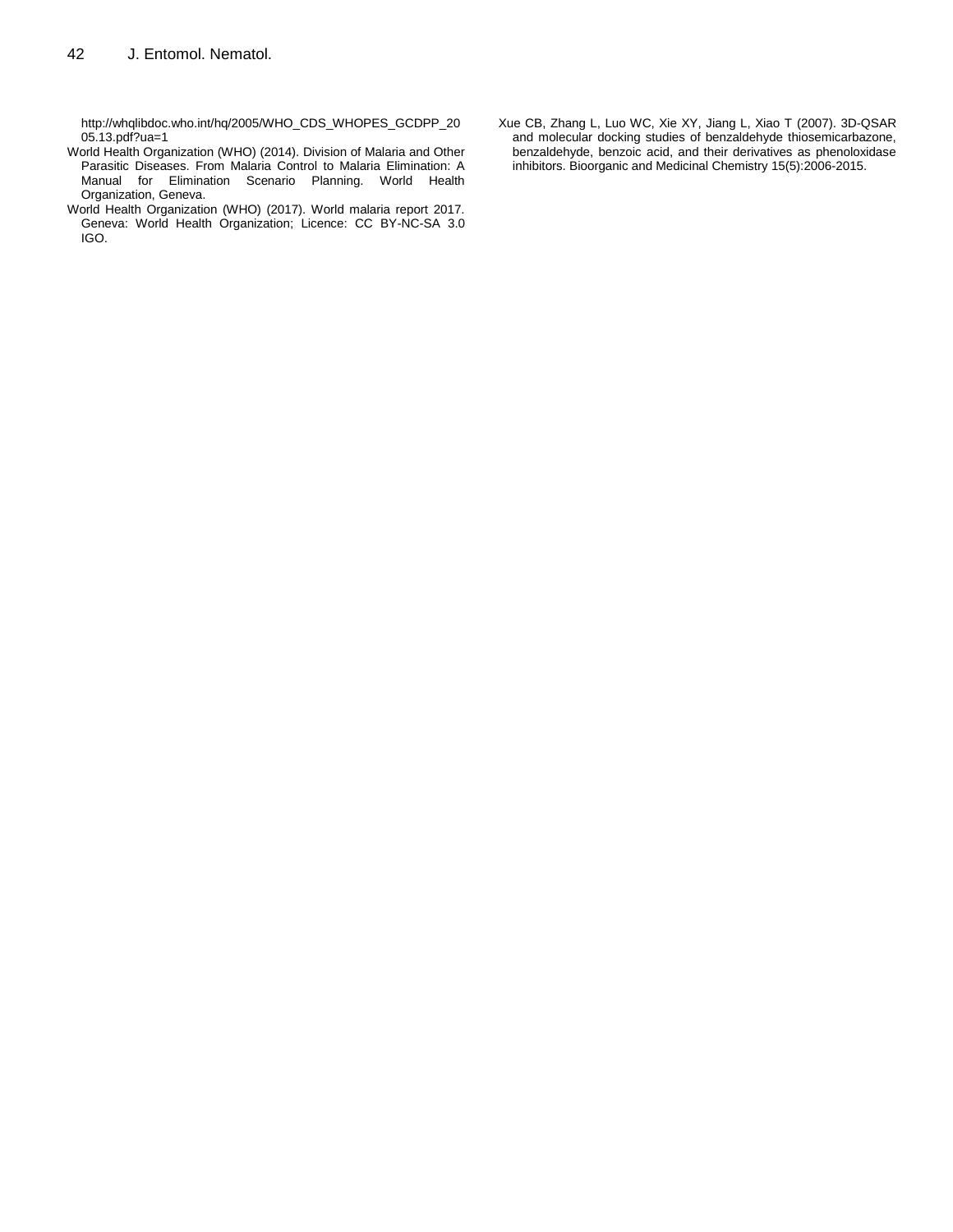http://whqlibdoc.who.int/hq/2005/WHO_CDS_WHOPES_GCDPP_2005.13.pdf?ua=1

World Health Organization (WHO) (2014). Division of Malaria and Other Parasitic Diseases. From Malaria Control to Malaria Elimination: A Manual for Elimination Scenario Planning. World Health Organization, Geneva.

World Health Organization (WHO) (2017). World malaria report 2017. Geneva: World Health Organization; Licence: CC BY-NC-SA 3.0 IGO.

Xue CB, Zhang L, Luo WC, Xie XY, Jiang L, Xiao T (2007). 3D-QSAR and molecular docking studies of benzaldehyde thiosemicarbazone, benzaldehyde, benzoic acid, and their derivatives as phenoloxidase inhibitors. Bioorganic and Medicinal Chemistry 15(5):2006-2015.